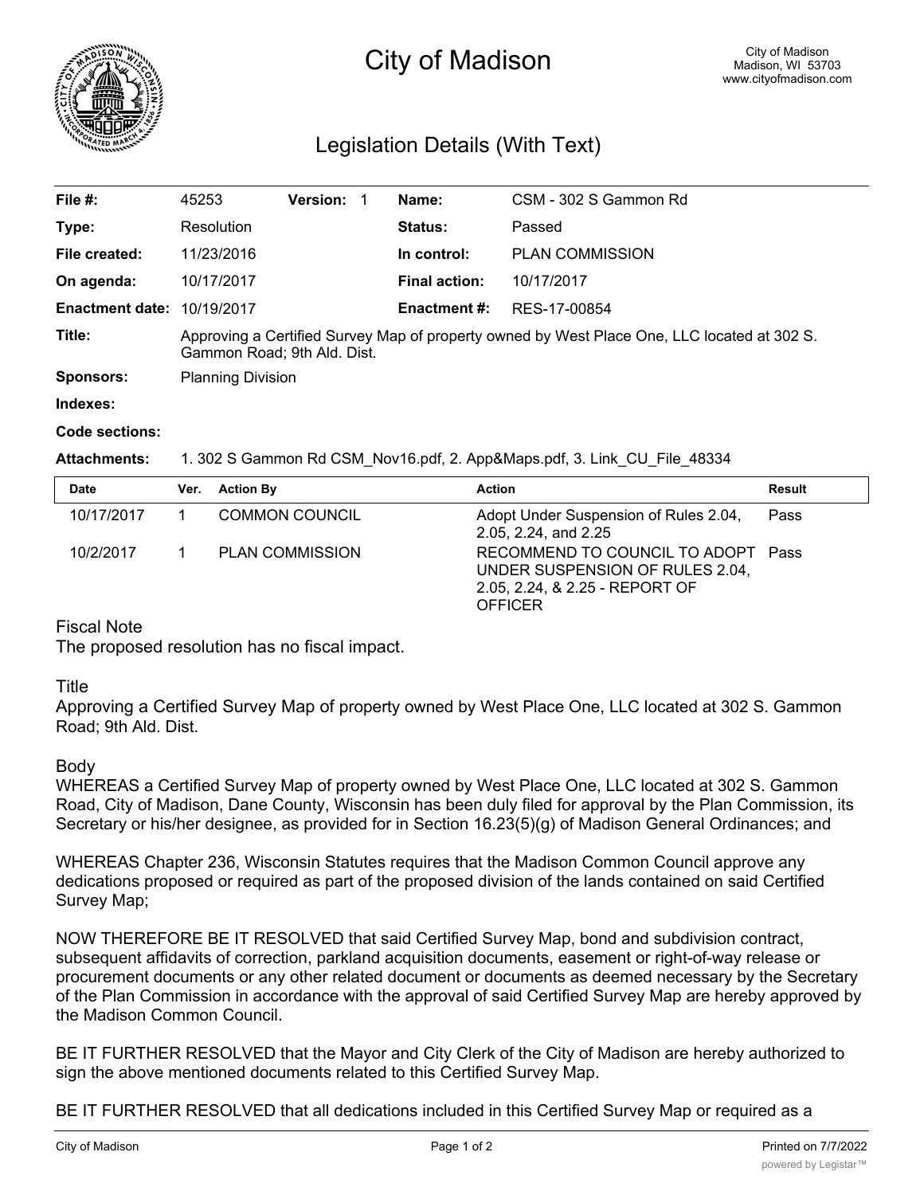# City of Madison

City of Madison
Madison, WI 53703
www.cityofmadison.com

## Legislation Details (With Text)

| | | | |
|---|---|---|---|
| **File #:** | 45253 **Version:** 1 | **Name:** | CSM - 302 S Gammon Rd |
| **Type:** | Resolution | **Status:** | Passed |
| **File created:** | 11/23/2016 | **In control:** | PLAN COMMISSION |
| **On agenda:** | 10/17/2017 | **Final action:** | 10/17/2017 |
| **Enactment date:** | 10/19/2017 | **Enactment #:** | RES-17-00854 |

**Title:** Approving a Certified Survey Map of property owned by West Place One, LLC located at 302 S. Gammon Road; 9th Ald. Dist.

**Sponsors:** Planning Division

**Indexes:**

**Code sections:**

**Attachments:** 1. 302 S Gammon Rd CSM_Nov16.pdf, 2. App&Maps.pdf, 3. Link_CU_File_48334

| Date | Ver. | Action By | Action | Result |
|---|---|---|---|---|
| 10/17/2017 | 1 | COMMON COUNCIL | Adopt Under Suspension of Rules 2.04, 2.05, 2.24, and 2.25 | Pass |
| 10/2/2017 | 1 | PLAN COMMISSION | RECOMMEND TO COUNCIL TO ADOPT UNDER SUSPENSION OF RULES 2.04, 2.05, 2.24, & 2.25 - REPORT OF OFFICER | Pass |

Fiscal Note

The proposed resolution has no fiscal impact.

Title

Approving a Certified Survey Map of property owned by West Place One, LLC located at 302 S. Gammon Road; 9th Ald. Dist.

Body

WHEREAS a Certified Survey Map of property owned by West Place One, LLC located at 302 S. Gammon Road, City of Madison, Dane County, Wisconsin has been duly filed for approval by the Plan Commission, its Secretary or his/her designee, as provided for in Section 16.23(5)(g) of Madison General Ordinances; and

WHEREAS Chapter 236, Wisconsin Statutes requires that the Madison Common Council approve any dedications proposed or required as part of the proposed division of the lands contained on said Certified Survey Map;

NOW THEREFORE BE IT RESOLVED that said Certified Survey Map, bond and subdivision contract, subsequent affidavits of correction, parkland acquisition documents, easement or right-of-way release or procurement documents or any other related document or documents as deemed necessary by the Secretary of the Plan Commission in accordance with the approval of said Certified Survey Map are hereby approved by the Madison Common Council.

BE IT FURTHER RESOLVED that the Mayor and City Clerk of the City of Madison are hereby authorized to sign the above mentioned documents related to this Certified Survey Map.

BE IT FURTHER RESOLVED that all dedications included in this Certified Survey Map or required as a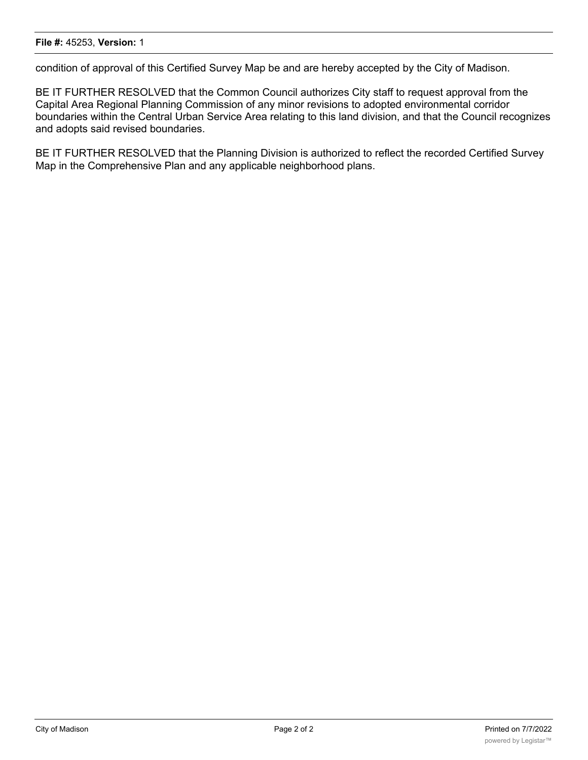condition of approval of this Certified Survey Map be and are hereby accepted by the City of Madison.

BE IT FURTHER RESOLVED that the Common Council authorizes City staff to request approval from the Capital Area Regional Planning Commission of any minor revisions to adopted environmental corridor boundaries within the Central Urban Service Area relating to this land division, and that the Council recognizes and adopts said revised boundaries.

BE IT FURTHER RESOLVED that the Planning Division is authorized to reflect the recorded Certified Survey Map in the Comprehensive Plan and any applicable neighborhood plans.